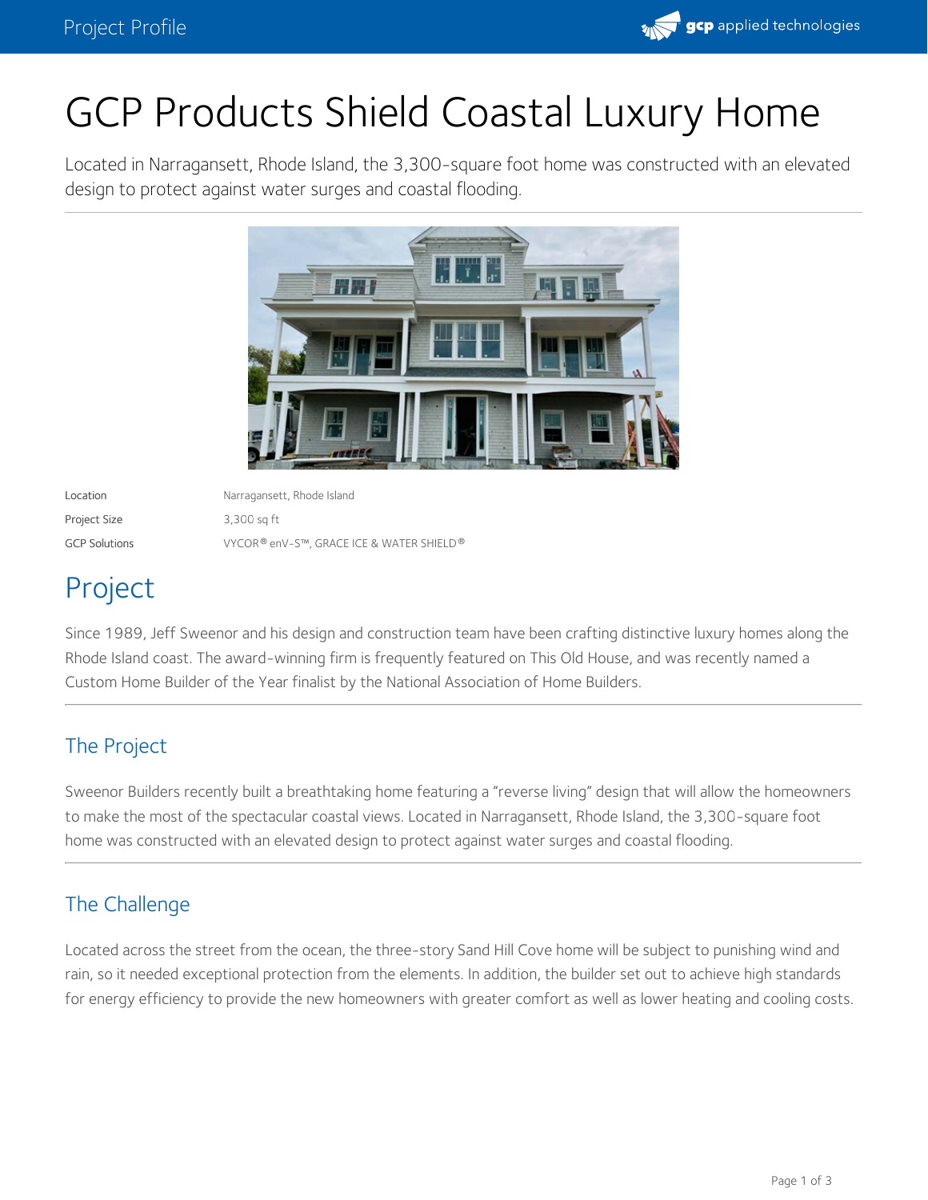# GCP Products Shield Coastal Luxury Home

Located in Narragansett, Rhode Island, the 3,300-square foot home was constructed with an elevated design to protect against water surges and coastal flooding.

| | |
|---|---|
| Location | Narragansett, Rhode Island |
| Project Size | 3,300 sq ft |
| GCP Solutions | VYCOR® enV-S™, GRACE ICE & WATER SHIELD® |

# Project

Since 1989, Jeff Sweenor and his design and construction team have been crafting distinctive luxury homes along the Rhode Island coast. The award-winning firm is frequently featured on This Old House, and was recently named a Custom Home Builder of the Year finalist by the National Association of Home Builders.

## The Project

Sweenor Builders recently built a breathtaking home featuring a "reverse living" design that will allow the homeowners to make the most of the spectacular coastal views. Located in Narragansett, Rhode Island, the 3,300-square foot home was constructed with an elevated design to protect against water surges and coastal flooding.

## The Challenge

Located across the street from the ocean, the three-story Sand Hill Cove home will be subject to punishing wind and rain, so it needed exceptional protection from the elements. In addition, the builder set out to achieve high standards for energy efficiency to provide the new homeowners with greater comfort as well as lower heating and cooling costs.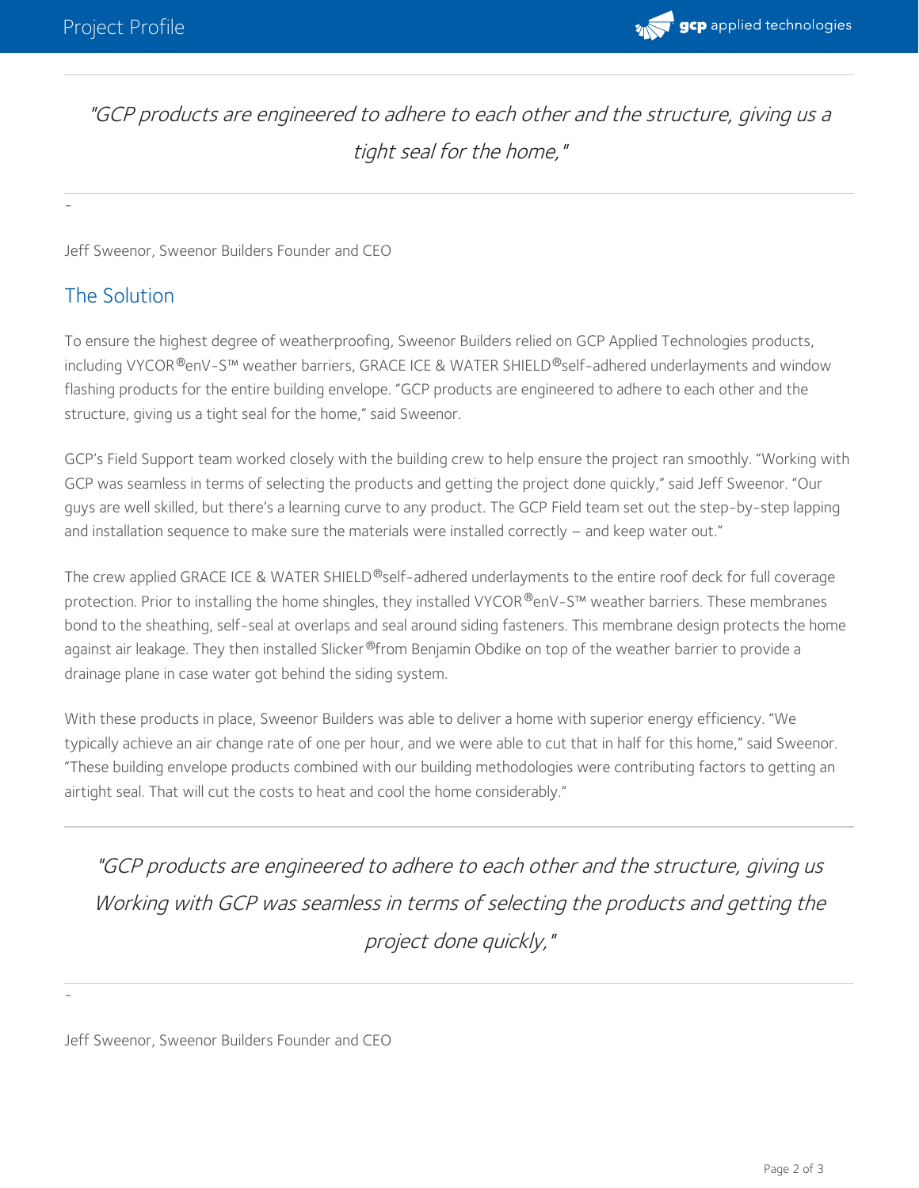> *"GCP products are engineered to adhere to each other and the structure, giving us a tight seal for the home,"*

-

Jeff Sweenor, Sweenor Builders Founder and CEO

## The Solution

To ensure the highest degree of weatherproofing, Sweenor Builders relied on GCP Applied Technologies products, including VYCOR®enV-S™ weather barriers, GRACE ICE & WATER SHIELD®self-adhered underlayments and window flashing products for the entire building envelope. "GCP products are engineered to adhere to each other and the structure, giving us a tight seal for the home," said Sweenor.

GCP's Field Support team worked closely with the building crew to help ensure the project ran smoothly. "Working with GCP was seamless in terms of selecting the products and getting the project done quickly," said Jeff Sweenor. "Our guys are well skilled, but there's a learning curve to any product. The GCP Field team set out the step-by-step lapping and installation sequence to make sure the materials were installed correctly – and keep water out."

The crew applied GRACE ICE & WATER SHIELD®self-adhered underlayments to the entire roof deck for full coverage protection. Prior to installing the home shingles, they installed VYCOR®enV-S™ weather barriers. These membranes bond to the sheathing, self-seal at overlaps and seal around siding fasteners. This membrane design protects the home against air leakage. They then installed Slicker®from Benjamin Obdike on top of the weather barrier to provide a drainage plane in case water got behind the siding system.

With these products in place, Sweenor Builders was able to deliver a home with superior energy efficiency. "We typically achieve an air change rate of one per hour, and we were able to cut that in half for this home," said Sweenor. "These building envelope products combined with our building methodologies were contributing factors to getting an airtight seal. That will cut the costs to heat and cool the home considerably."

> *"GCP products are engineered to adhere to each other and the structure, giving us Working with GCP was seamless in terms of selecting the products and getting the project done quickly,"*

-

Jeff Sweenor, Sweenor Builders Founder and CEO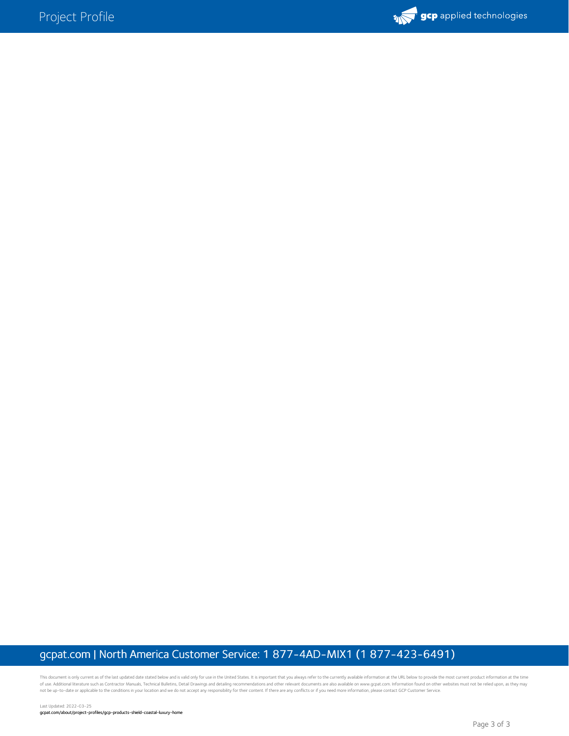gcpat.com | North America Customer Service: 1 877-4AD-MIX1 (1 877-423-6491)

This document is only current as of the last updated date stated below and is valid only for use in the United States. It is important that you always refer to the currently available information at the URL below to provide the most current product information at the time of use. Additional literature such as Contractor Manuals, Technical Bulletins, Detail Drawings and detailing recommendations and other relevant documents are also available on www.gcpat.com. Information found on other websites must not be relied upon, as they may not be up-to-date or applicable to the conditions in your location and we do not accept any responsibility for their content. If there are any conflicts or if you need more information, please contact GCP Customer Service.

Last Updated: 2022-03-25

gcpat.com/about/project-profiles/gcp-products-shield-coastal-luxury-home